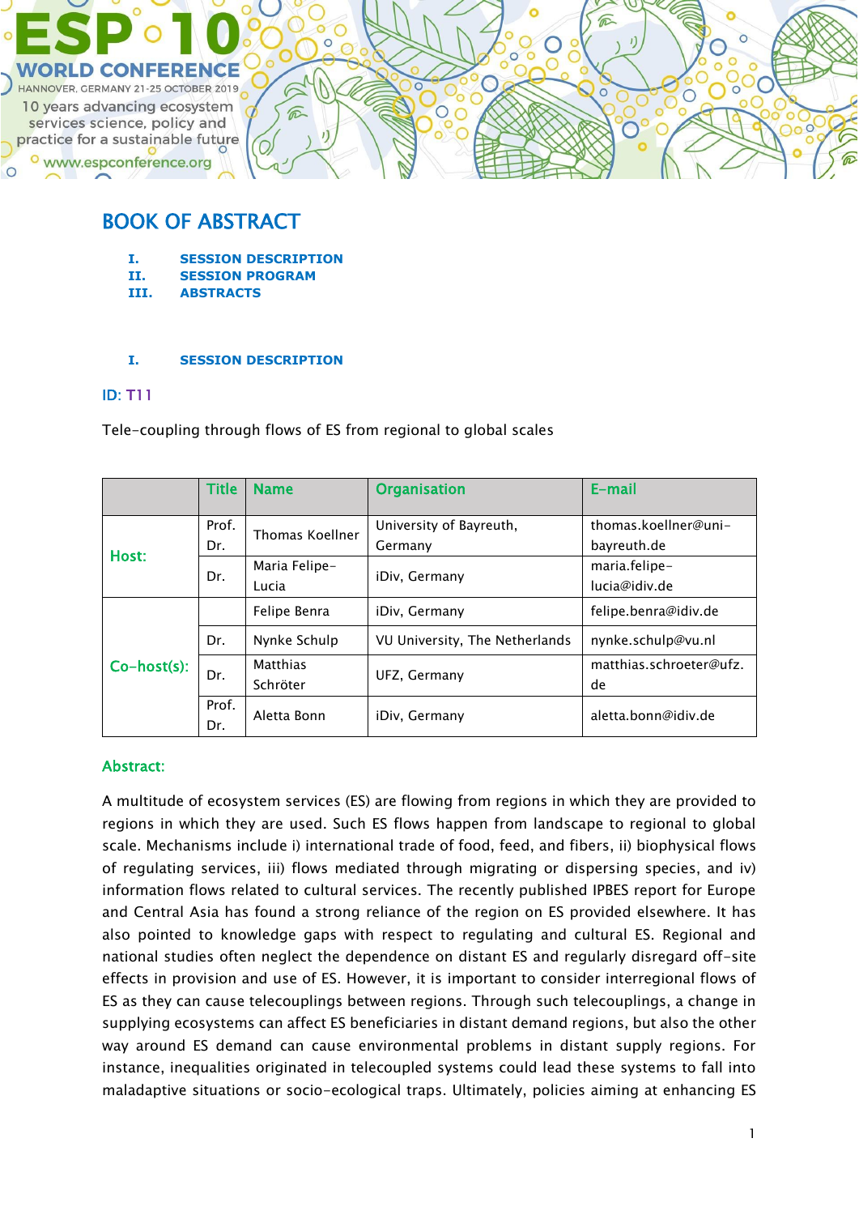ESP 10 WORLD CONFERENCE
HANNOVER, GERMANY 21-25 OCTOBER 2019
10 years advancing ecosystem services science, policy and practice for a sustainable future
www.espconference.org

# BOOK OF ABSTRACT

I. SESSION DESCRIPTION
II. SESSION PROGRAM
III. ABSTRACTS

## I. SESSION DESCRIPTION

ID: T11

Tele-coupling through flows of ES from regional to global scales

| | Title | Name | Organisation | E-mail |
|---|---|---|---|---|
| Host: | Prof. Dr. | Thomas Koellner | University of Bayreuth, Germany | thomas.koellner@uni-bayreuth.de |
| | Dr. | Maria Felipe-Lucia | iDiv, Germany | maria.felipe-lucia@idiv.de |
| Co-host(s): | | Felipe Benra | iDiv, Germany | felipe.benra@idiv.de |
| | Dr. | Nynke Schulp | VU University, The Netherlands | nynke.schulp@vu.nl |
| | Dr. | Matthias Schröter | UFZ, Germany | matthias.schroeter@ufz.de |
| | Prof. Dr. | Aletta Bonn | iDiv, Germany | aletta.bonn@idiv.de |

**Abstract:**

A multitude of ecosystem services (ES) are flowing from regions in which they are provided to regions in which they are used. Such ES flows happen from landscape to regional to global scale. Mechanisms include i) international trade of food, feed, and fibers, ii) biophysical flows of regulating services, iii) flows mediated through migrating or dispersing species, and iv) information flows related to cultural services. The recently published IPBES report for Europe and Central Asia has found a strong reliance of the region on ES provided elsewhere. It has also pointed to knowledge gaps with respect to regulating and cultural ES. Regional and national studies often neglect the dependence on distant ES and regularly disregard off-site effects in provision and use of ES. However, it is important to consider interregional flows of ES as they can cause telecouplings between regions. Through such telecouplings, a change in supplying ecosystems can affect ES beneficiaries in distant demand regions, but also the other way around ES demand can cause environmental problems in distant supply regions. For instance, inequalities originated in telecoupled systems could lead these systems to fall into maladaptive situations or socio-ecological traps. Ultimately, policies aiming at enhancing ES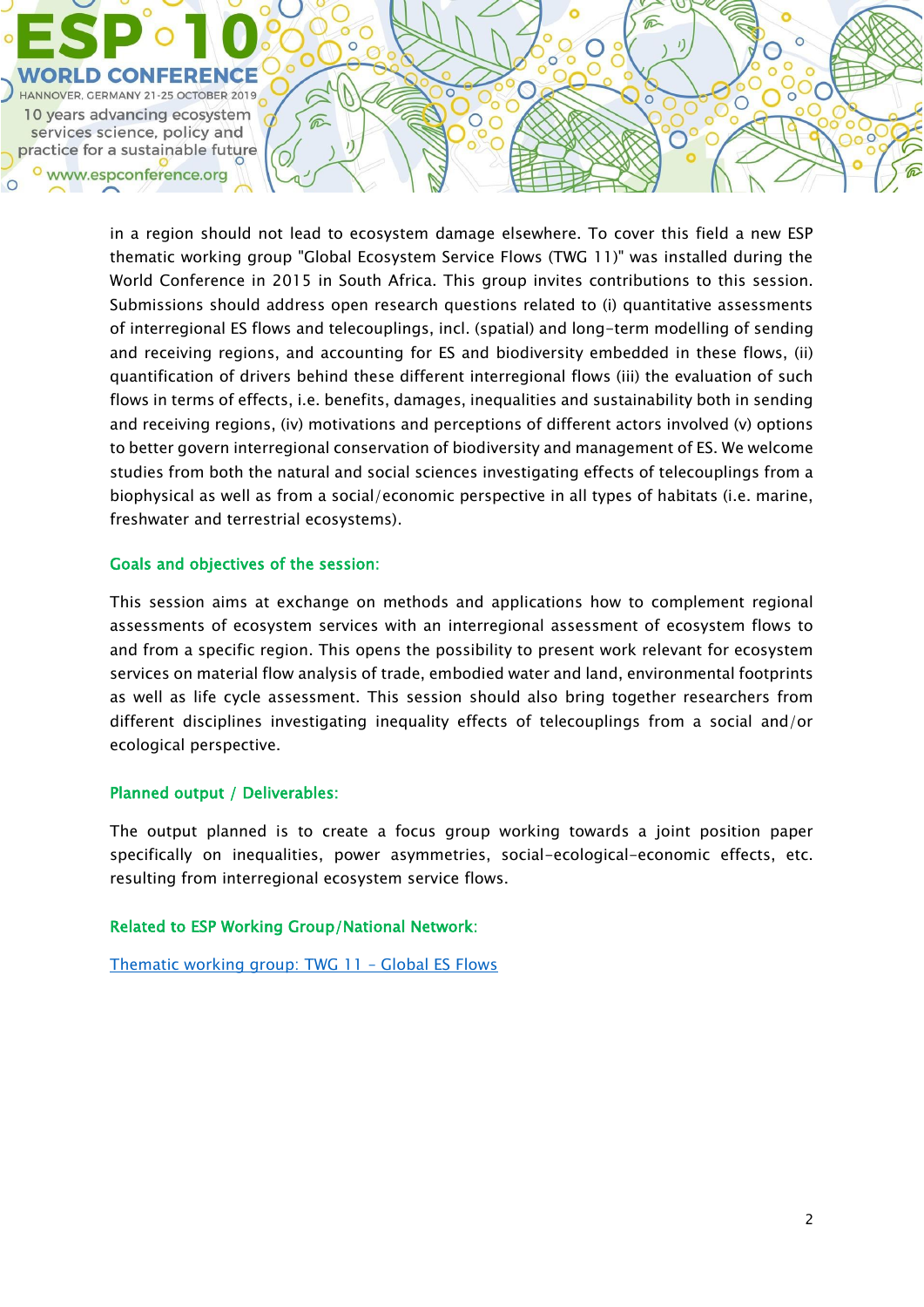in a region should not lead to ecosystem damage elsewhere. To cover this field a new ESP thematic working group "Global Ecosystem Service Flows (TWG 11)" was installed during the World Conference in 2015 in South Africa. This group invites contributions to this session. Submissions should address open research questions related to (i) quantitative assessments of interregional ES flows and telecouplings, incl. (spatial) and long-term modelling of sending and receiving regions, and accounting for ES and biodiversity embedded in these flows, (ii) quantification of drivers behind these different interregional flows (iii) the evaluation of such flows in terms of effects, i.e. benefits, damages, inequalities and sustainability both in sending and receiving regions, (iv) motivations and perceptions of different actors involved (v) options to better govern interregional conservation of biodiversity and management of ES. We welcome studies from both the natural and social sciences investigating effects of telecouplings from a biophysical as well as from a social/economic perspective in all types of habitats (i.e. marine, freshwater and terrestrial ecosystems).

### Goals and objectives of the session:

This session aims at exchange on methods and applications how to complement regional assessments of ecosystem services with an interregional assessment of ecosystem flows to and from a specific region. This opens the possibility to present work relevant for ecosystem services on material flow analysis of trade, embodied water and land, environmental footprints as well as life cycle assessment. This session should also bring together researchers from different disciplines investigating inequality effects of telecouplings from a social and/or ecological perspective.

### Planned output / Deliverables:

The output planned is to create a focus group working towards a joint position paper specifically on inequalities, power asymmetries, social-ecological-economic effects, etc. resulting from interregional ecosystem service flows.

### Related to ESP Working Group/National Network:

Thematic working group: TWG 11 – Global ES Flows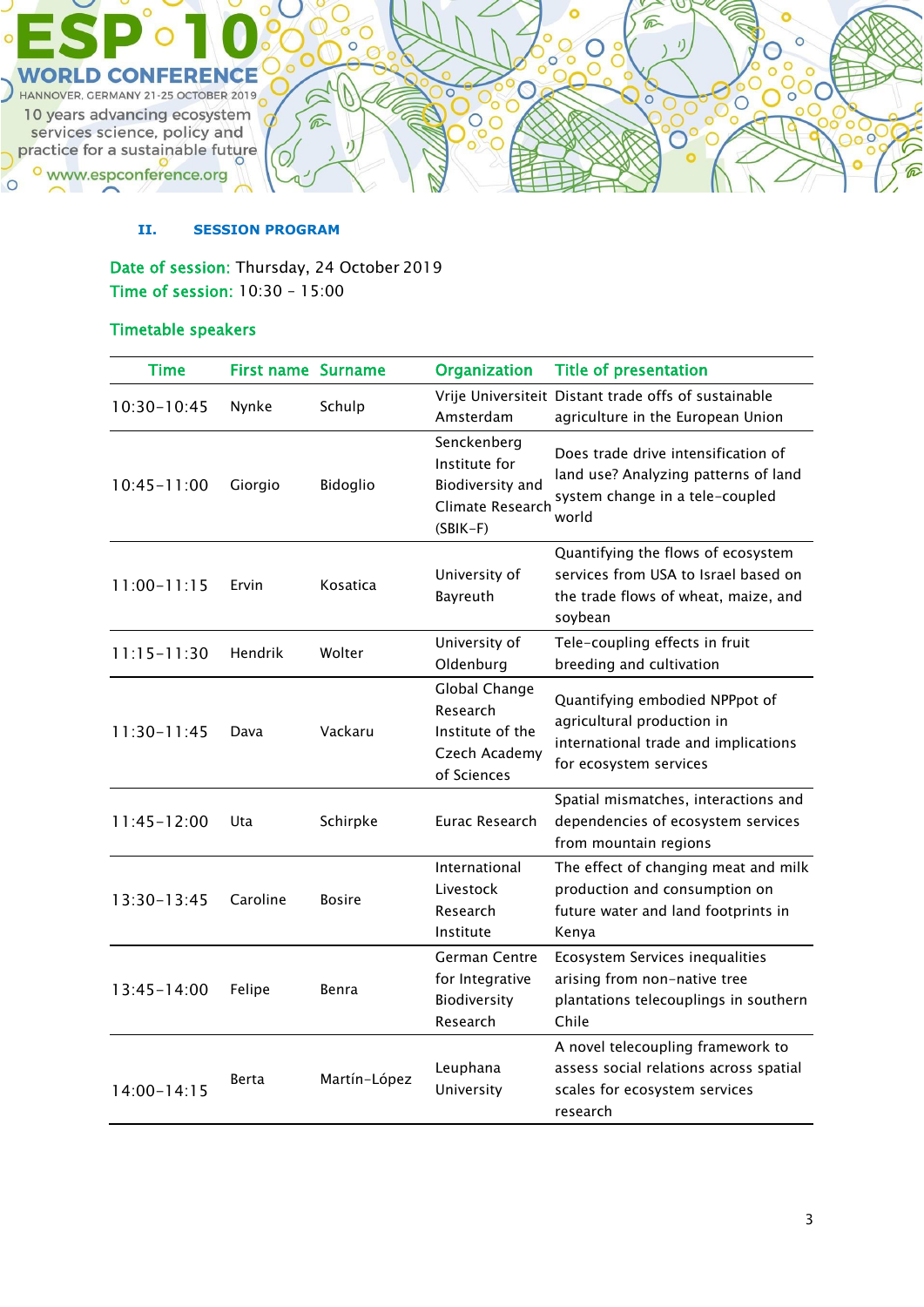## II. SESSION PROGRAM

Date of session: Thursday, 24 October 2019
Time of session: 10:30 – 15:00

### Timetable speakers

| Time | First name | Surname | Organization | Title of presentation |
|---|---|---|---|---|
| 10:30–10:45 | Nynke | Schulp | Vrije Universiteit Amsterdam | Distant trade offs of sustainable agriculture in the European Union |
| 10:45–11:00 | Giorgio | Bidoglio | Senckenberg Institute for Biodiversity and Climate Research (SBIK-F) | Does trade drive intensification of land use? Analyzing patterns of land system change in a tele-coupled world |
| 11:00–11:15 | Ervin | Kosatica | University of Bayreuth | Quantifying the flows of ecosystem services from USA to Israel based on the trade flows of wheat, maize, and soybean |
| 11:15–11:30 | Hendrik | Wolter | University of Oldenburg | Tele-coupling effects in fruit breeding and cultivation |
| 11:30–11:45 | Dava | Vackaru | Global Change Research Institute of the Czech Academy of Sciences | Quantifying embodied NPPpot of agricultural production in international trade and implications for ecosystem services |
| 11:45–12:00 | Uta | Schirpke | Eurac Research | Spatial mismatches, interactions and dependencies of ecosystem services from mountain regions |
| 13:30–13:45 | Caroline | Bosire | International Livestock Research Institute | The effect of changing meat and milk production and consumption on future water and land footprints in Kenya |
| 13:45–14:00 | Felipe | Benra | German Centre for Integrative Biodiversity Research | Ecosystem Services inequalities arising from non-native tree plantations telecouplings in southern Chile |
| 14:00–14:15 | Berta | Martín-López | Leuphana University | A novel telecoupling framework to assess social relations across spatial scales for ecosystem services research |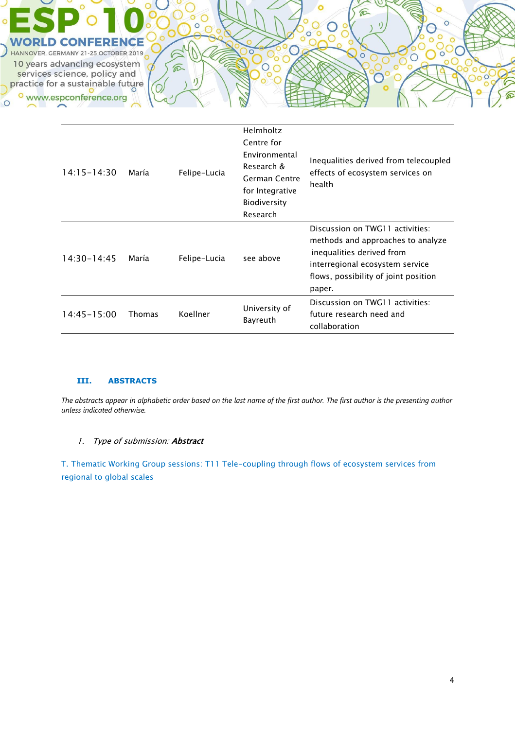| | | | | |
|---|---|---|---|---|
| 14:15-14:30 | María | Felipe-Lucia | Helmholtz Centre for Environmental Research & German Centre for Integrative Biodiversity Research | Inequalities derived from telecoupled effects of ecosystem services on health |
| 14:30-14:45 | María | Felipe-Lucia | see above | Discussion on TWG11 activities: methods and approaches to analyze inequalities derived from interregional ecosystem service flows, possibility of joint position paper. |
| 14:45-15:00 | Thomas | Koellner | University of Bayreuth | Discussion on TWG11 activities: future research need and collaboration |

## III. ABSTRACTS

*The abstracts appear in alphabetic order based on the last name of the first author. The first author is the presenting author unless indicated otherwise.*

1. *Type of submission:* ***Abstract***

T. Thematic Working Group sessions: T11 Tele-coupling through flows of ecosystem services from regional to global scales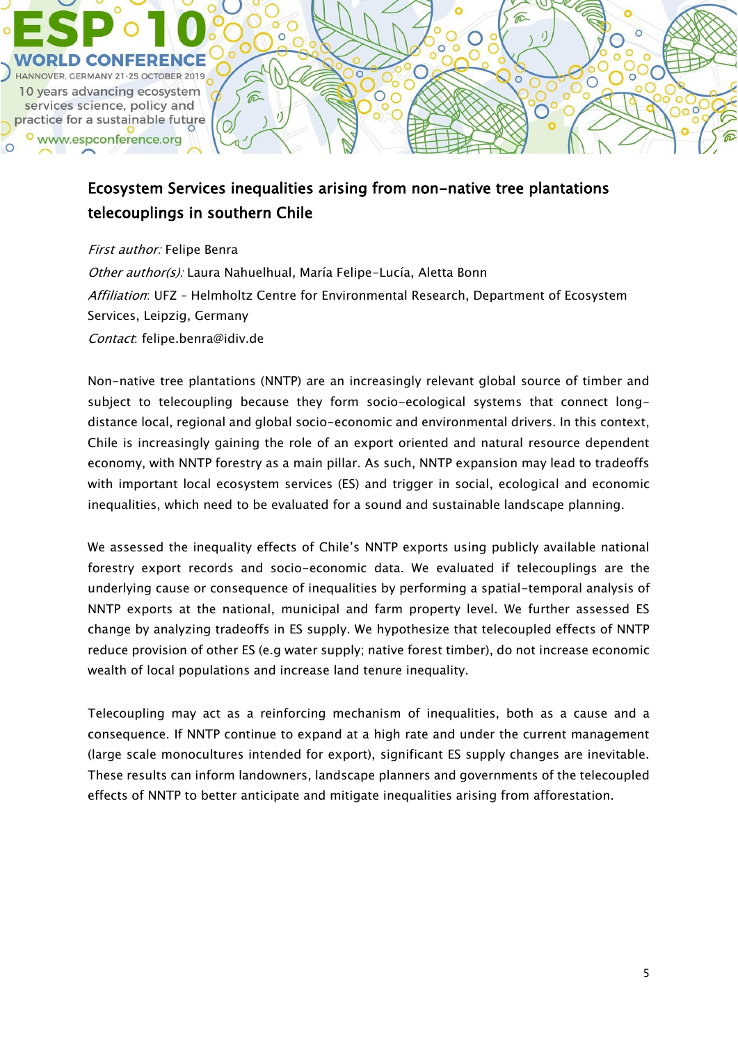## Ecosystem Services inequalities arising from non-native tree plantations telecouplings in southern Chile

*First author:* Felipe Benra

*Other author(s):* Laura Nahuelhual, María Felipe-Lucía, Aletta Bonn

*Affiliation*: UFZ – Helmholtz Centre for Environmental Research, Department of Ecosystem Services, Leipzig, Germany

*Contact*: felipe.benra@idiv.de

Non-native tree plantations (NNTP) are an increasingly relevant global source of timber and subject to telecoupling because they form socio-ecological systems that connect long-distance local, regional and global socio-economic and environmental drivers. In this context, Chile is increasingly gaining the role of an export oriented and natural resource dependent economy, with NNTP forestry as a main pillar. As such, NNTP expansion may lead to tradeoffs with important local ecosystem services (ES) and trigger in social, ecological and economic inequalities, which need to be evaluated for a sound and sustainable landscape planning.

We assessed the inequality effects of Chile's NNTP exports using publicly available national forestry export records and socio-economic data. We evaluated if telecouplings are the underlying cause or consequence of inequalities by performing a spatial-temporal analysis of NNTP exports at the national, municipal and farm property level. We further assessed ES change by analyzing tradeoffs in ES supply. We hypothesize that telecoupled effects of NNTP reduce provision of other ES (e.g water supply; native forest timber), do not increase economic wealth of local populations and increase land tenure inequality.

Telecoupling may act as a reinforcing mechanism of inequalities, both as a cause and a consequence. If NNTP continue to expand at a high rate and under the current management (large scale monocultures intended for export), significant ES supply changes are inevitable. These results can inform landowners, landscape planners and governments of the telecoupled effects of NNTP to better anticipate and mitigate inequalities arising from afforestation.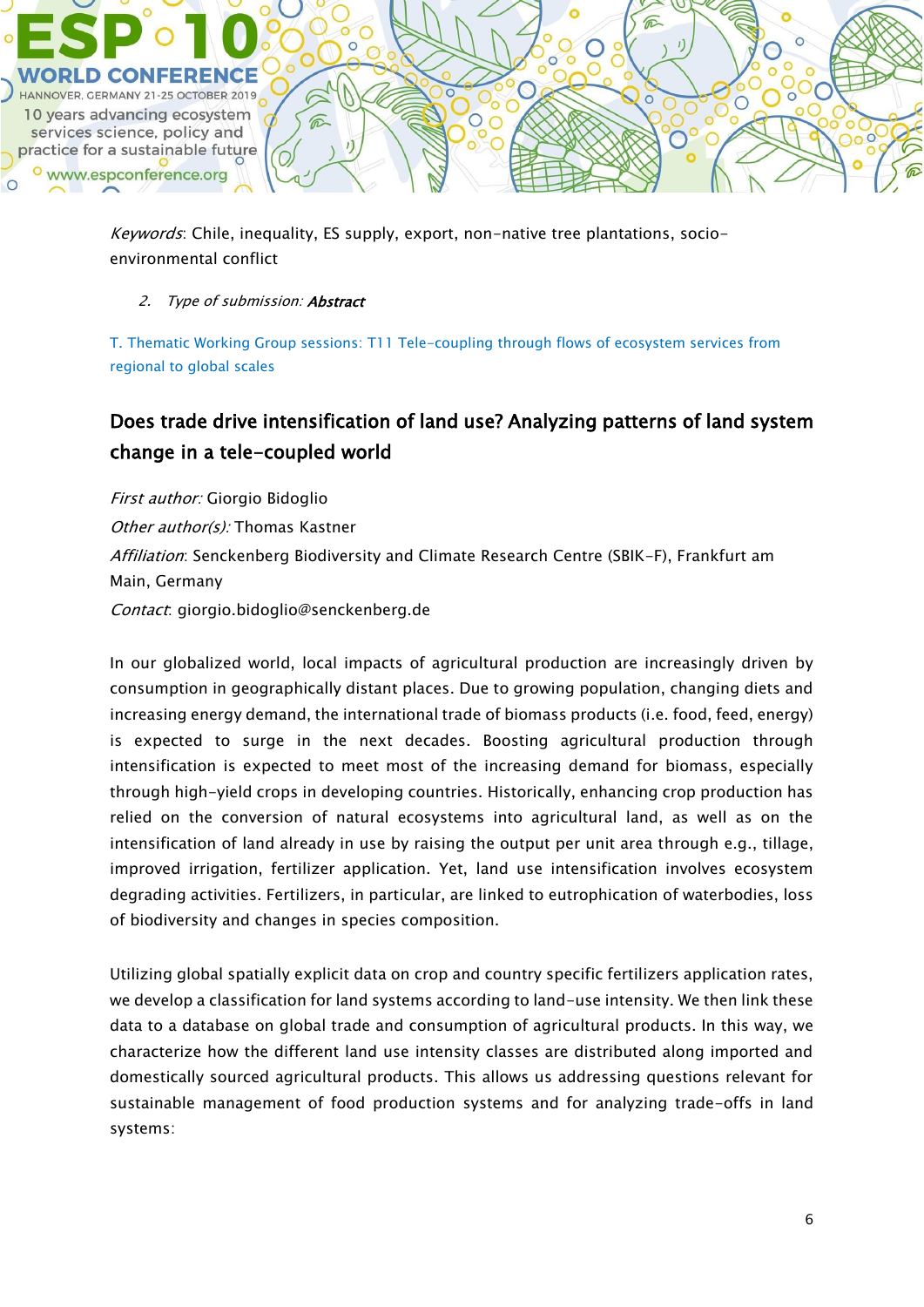*Keywords*: Chile, inequality, ES supply, export, non-native tree plantations, socio-environmental conflict

2. *Type of submission:* ***Abstract***

T. Thematic Working Group sessions: T11 Tele-coupling through flows of ecosystem services from regional to global scales

## Does trade drive intensification of land use? Analyzing patterns of land system change in a tele-coupled world

*First author:* Giorgio Bidoglio

*Other author(s):* Thomas Kastner

*Affiliation*: Senckenberg Biodiversity and Climate Research Centre (SBIK-F), Frankfurt am Main, Germany

*Contact*: giorgio.bidoglio@senckenberg.de

In our globalized world, local impacts of agricultural production are increasingly driven by consumption in geographically distant places. Due to growing population, changing diets and increasing energy demand, the international trade of biomass products (i.e. food, feed, energy) is expected to surge in the next decades. Boosting agricultural production through intensification is expected to meet most of the increasing demand for biomass, especially through high-yield crops in developing countries. Historically, enhancing crop production has relied on the conversion of natural ecosystems into agricultural land, as well as on the intensification of land already in use by raising the output per unit area through e.g., tillage, improved irrigation, fertilizer application. Yet, land use intensification involves ecosystem degrading activities. Fertilizers, in particular, are linked to eutrophication of waterbodies, loss of biodiversity and changes in species composition.

Utilizing global spatially explicit data on crop and country specific fertilizers application rates, we develop a classification for land systems according to land-use intensity. We then link these data to a database on global trade and consumption of agricultural products. In this way, we characterize how the different land use intensity classes are distributed along imported and domestically sourced agricultural products. This allows us addressing questions relevant for sustainable management of food production systems and for analyzing trade-offs in land systems: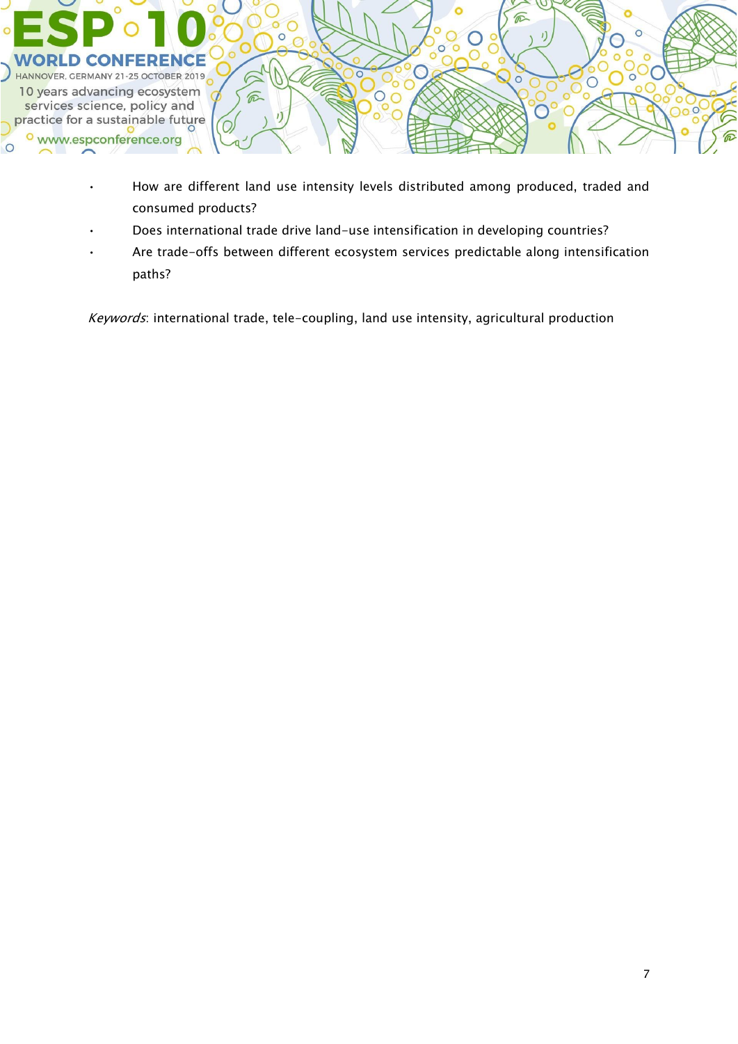- How are different land use intensity levels distributed among produced, traded and consumed products?
- Does international trade drive land-use intensification in developing countries?
- Are trade-offs between different ecosystem services predictable along intensification paths?

*Keywords*: international trade, tele-coupling, land use intensity, agricultural production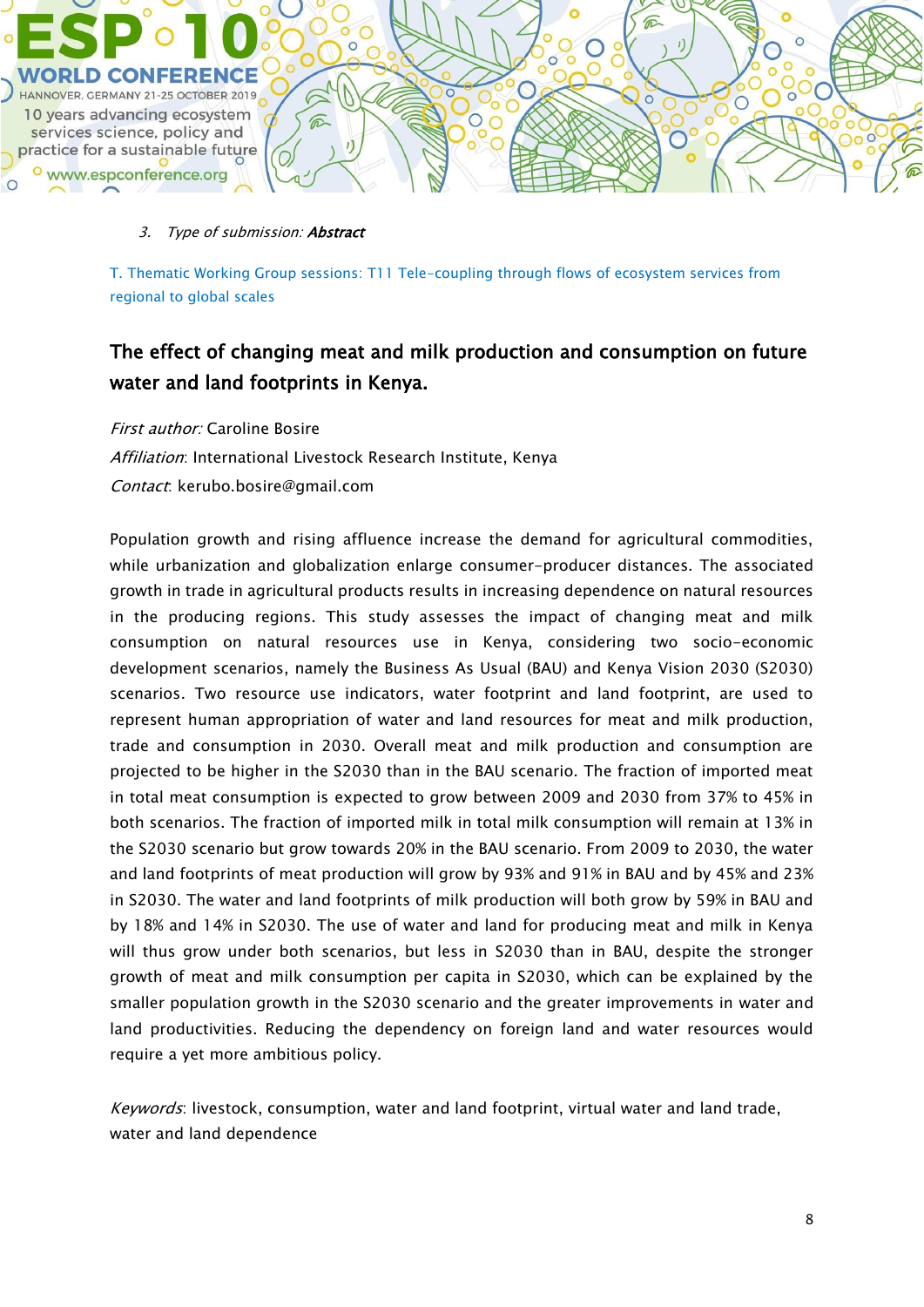3. *Type of submission:* ***Abstract***

T. Thematic Working Group sessions: T11 Tele-coupling through flows of ecosystem services from regional to global scales

## The effect of changing meat and milk production and consumption on future water and land footprints in Kenya.

*First author:* Caroline Bosire

*Affiliation*: International Livestock Research Institute, Kenya

*Contact*: kerubo.bosire@gmail.com

Population growth and rising affluence increase the demand for agricultural commodities, while urbanization and globalization enlarge consumer-producer distances. The associated growth in trade in agricultural products results in increasing dependence on natural resources in the producing regions. This study assesses the impact of changing meat and milk consumption on natural resources use in Kenya, considering two socio-economic development scenarios, namely the Business As Usual (BAU) and Kenya Vision 2030 (S2030) scenarios. Two resource use indicators, water footprint and land footprint, are used to represent human appropriation of water and land resources for meat and milk production, trade and consumption in 2030. Overall meat and milk production and consumption are projected to be higher in the S2030 than in the BAU scenario. The fraction of imported meat in total meat consumption is expected to grow between 2009 and 2030 from 37% to 45% in both scenarios. The fraction of imported milk in total milk consumption will remain at 13% in the S2030 scenario but grow towards 20% in the BAU scenario. From 2009 to 2030, the water and land footprints of meat production will grow by 93% and 91% in BAU and by 45% and 23% in S2030. The water and land footprints of milk production will both grow by 59% in BAU and by 18% and 14% in S2030. The use of water and land for producing meat and milk in Kenya will thus grow under both scenarios, but less in S2030 than in BAU, despite the stronger growth of meat and milk consumption per capita in S2030, which can be explained by the smaller population growth in the S2030 scenario and the greater improvements in water and land productivities. Reducing the dependency on foreign land and water resources would require a yet more ambitious policy.

*Keywords*: livestock, consumption, water and land footprint, virtual water and land trade, water and land dependence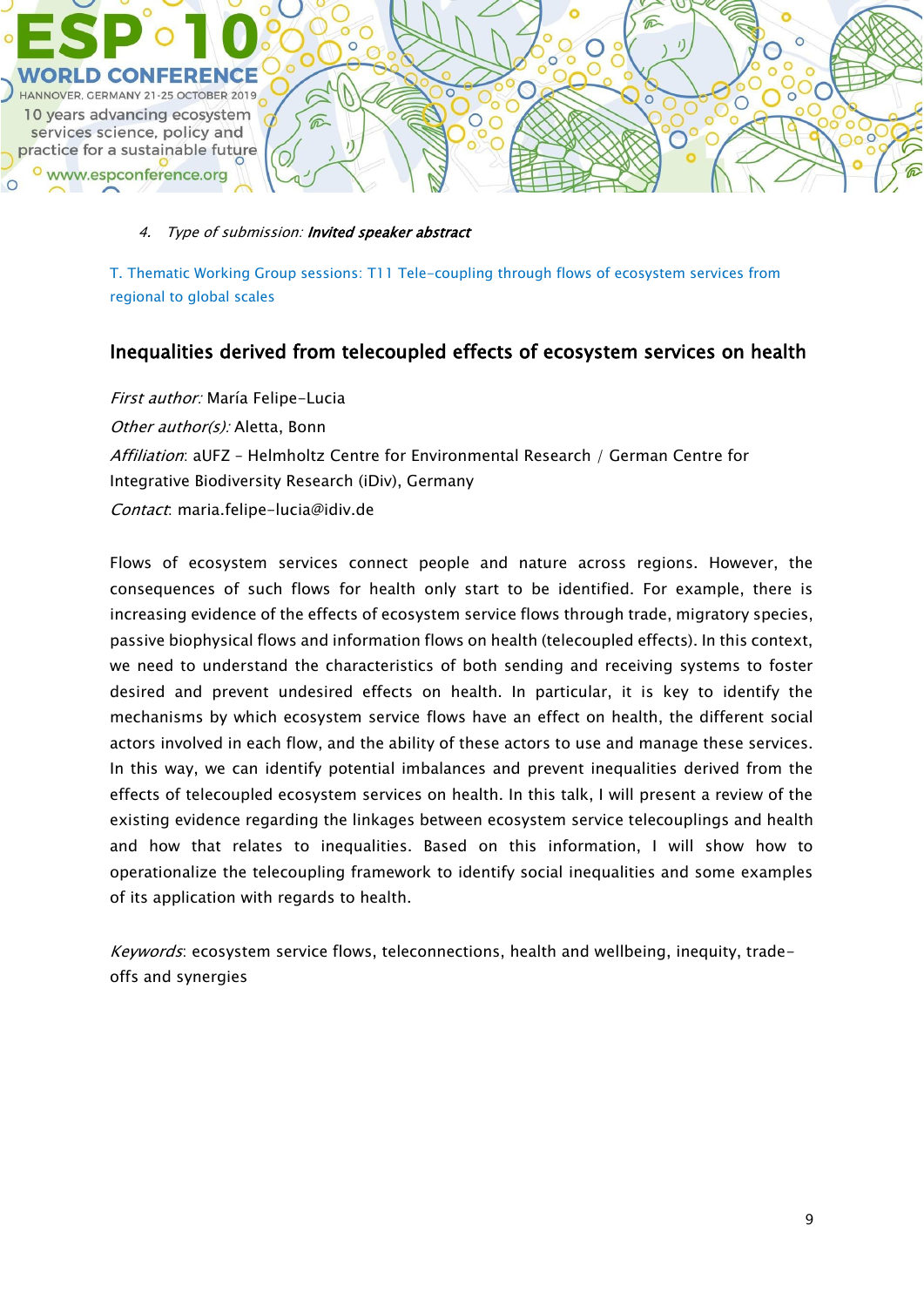4. *Type of submission:* ***Invited speaker abstract***

T. Thematic Working Group sessions: T11 Tele-coupling through flows of ecosystem services from regional to global scales

## Inequalities derived from telecoupled effects of ecosystem services on health

*First author:* María Felipe-Lucia

*Other author(s):* Aletta, Bonn

*Affiliation*: aUFZ – Helmholtz Centre for Environmental Research / German Centre for Integrative Biodiversity Research (iDiv), Germany

*Contact*: maria.felipe-lucia@idiv.de

Flows of ecosystem services connect people and nature across regions. However, the consequences of such flows for health only start to be identified. For example, there is increasing evidence of the effects of ecosystem service flows through trade, migratory species, passive biophysical flows and information flows on health (telecoupled effects). In this context, we need to understand the characteristics of both sending and receiving systems to foster desired and prevent undesired effects on health. In particular, it is key to identify the mechanisms by which ecosystem service flows have an effect on health, the different social actors involved in each flow, and the ability of these actors to use and manage these services. In this way, we can identify potential imbalances and prevent inequalities derived from the effects of telecoupled ecosystem services on health. In this talk, I will present a review of the existing evidence regarding the linkages between ecosystem service telecouplings and health and how that relates to inequalities. Based on this information, I will show how to operationalize the telecoupling framework to identify social inequalities and some examples of its application with regards to health.

*Keywords*: ecosystem service flows, teleconnections, health and wellbeing, inequity, trade-offs and synergies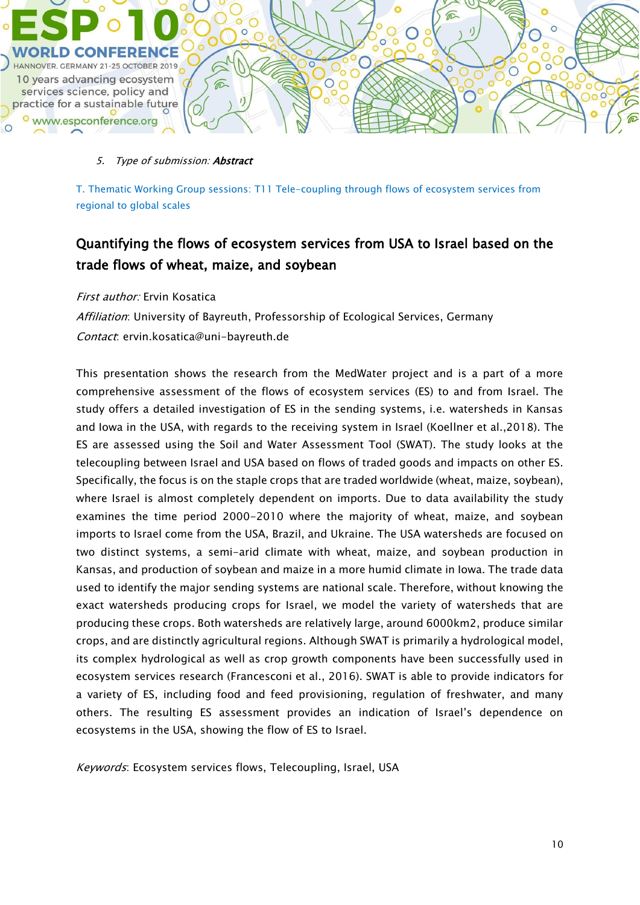5. *Type of submission:* ***Abstract***

T. Thematic Working Group sessions: T11 Tele-coupling through flows of ecosystem services from regional to global scales

## Quantifying the flows of ecosystem services from USA to Israel based on the trade flows of wheat, maize, and soybean

*First author:* Ervin Kosatica

*Affiliation*: University of Bayreuth, Professorship of Ecological Services, Germany

*Contact*: ervin.kosatica@uni-bayreuth.de

This presentation shows the research from the MedWater project and is a part of a more comprehensive assessment of the flows of ecosystem services (ES) to and from Israel. The study offers a detailed investigation of ES in the sending systems, i.e. watersheds in Kansas and Iowa in the USA, with regards to the receiving system in Israel (Koellner et al.,2018). The ES are assessed using the Soil and Water Assessment Tool (SWAT). The study looks at the telecoupling between Israel and USA based on flows of traded goods and impacts on other ES. Specifically, the focus is on the staple crops that are traded worldwide (wheat, maize, soybean), where Israel is almost completely dependent on imports. Due to data availability the study examines the time period 2000-2010 where the majority of wheat, maize, and soybean imports to Israel come from the USA, Brazil, and Ukraine. The USA watersheds are focused on two distinct systems, a semi-arid climate with wheat, maize, and soybean production in Kansas, and production of soybean and maize in a more humid climate in Iowa. The trade data used to identify the major sending systems are national scale. Therefore, without knowing the exact watersheds producing crops for Israel, we model the variety of watersheds that are producing these crops. Both watersheds are relatively large, around 6000km2, produce similar crops, and are distinctly agricultural regions. Although SWAT is primarily a hydrological model, its complex hydrological as well as crop growth components have been successfully used in ecosystem services research (Francesconi et al., 2016). SWAT is able to provide indicators for a variety of ES, including food and feed provisioning, regulation of freshwater, and many others. The resulting ES assessment provides an indication of Israel's dependence on ecosystems in the USA, showing the flow of ES to Israel.

*Keywords*: Ecosystem services flows, Telecoupling, Israel, USA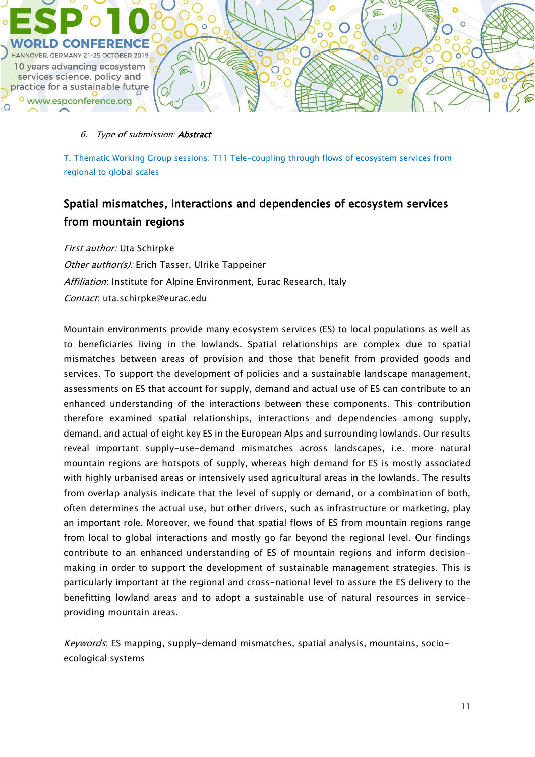6. *Type of submission:* ***Abstract***

T. Thematic Working Group sessions: T11 Tele-coupling through flows of ecosystem services from regional to global scales

## Spatial mismatches, interactions and dependencies of ecosystem services from mountain regions

*First author:* Uta Schirpke

*Other author(s):* Erich Tasser, Ulrike Tappeiner

*Affiliation*: Institute for Alpine Environment, Eurac Research, Italy

*Contact*: uta.schirpke@eurac.edu

Mountain environments provide many ecosystem services (ES) to local populations as well as to beneficiaries living in the lowlands. Spatial relationships are complex due to spatial mismatches between areas of provision and those that benefit from provided goods and services. To support the development of policies and a sustainable landscape management, assessments on ES that account for supply, demand and actual use of ES can contribute to an enhanced understanding of the interactions between these components. This contribution therefore examined spatial relationships, interactions and dependencies among supply, demand, and actual of eight key ES in the European Alps and surrounding lowlands. Our results reveal important supply-use-demand mismatches across landscapes, i.e. more natural mountain regions are hotspots of supply, whereas high demand for ES is mostly associated with highly urbanised areas or intensively used agricultural areas in the lowlands. The results from overlap analysis indicate that the level of supply or demand, or a combination of both, often determines the actual use, but other drivers, such as infrastructure or marketing, play an important role. Moreover, we found that spatial flows of ES from mountain regions range from local to global interactions and mostly go far beyond the regional level. Our findings contribute to an enhanced understanding of ES of mountain regions and inform decision-making in order to support the development of sustainable management strategies. This is particularly important at the regional and cross-national level to assure the ES delivery to the benefitting lowland areas and to adopt a sustainable use of natural resources in service-providing mountain areas.

*Keywords*: ES mapping, supply-demand mismatches, spatial analysis, mountains, socio-ecological systems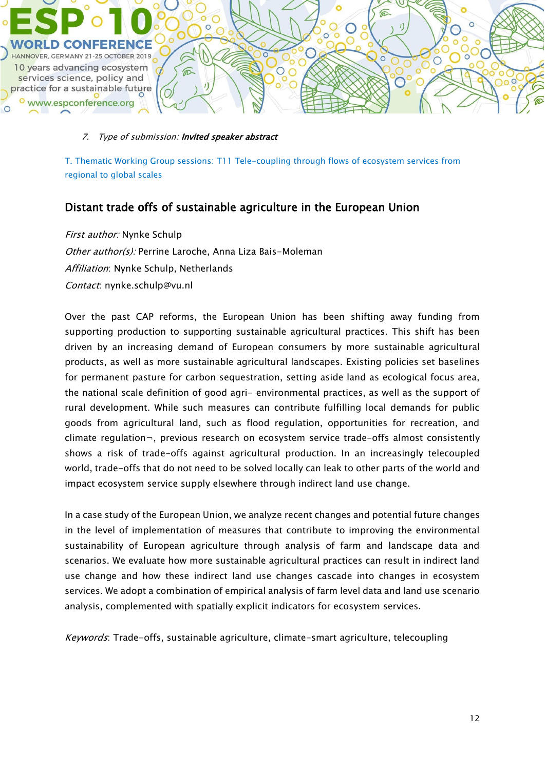7. *Type of submission:* ***Invited speaker abstract***

T. Thematic Working Group sessions: T11 Tele-coupling through flows of ecosystem services from regional to global scales

## Distant trade offs of sustainable agriculture in the European Union

*First author:* Nynke Schulp

*Other author(s):* Perrine Laroche, Anna Liza Bais-Moleman

*Affiliation*: Nynke Schulp, Netherlands

*Contact*: nynke.schulp@vu.nl

Over the past CAP reforms, the European Union has been shifting away funding from supporting production to supporting sustainable agricultural practices. This shift has been driven by an increasing demand of European consumers by more sustainable agricultural products, as well as more sustainable agricultural landscapes. Existing policies set baselines for permanent pasture for carbon sequestration, setting aside land as ecological focus area, the national scale definition of good agri- environmental practices, as well as the support of rural development. While such measures can contribute fulfilling local demands for public goods from agricultural land, such as flood regulation, opportunities for recreation, and climate regulation¬, previous research on ecosystem service trade-offs almost consistently shows a risk of trade-offs against agricultural production. In an increasingly telecoupled world, trade-offs that do not need to be solved locally can leak to other parts of the world and impact ecosystem service supply elsewhere through indirect land use change.

In a case study of the European Union, we analyze recent changes and potential future changes in the level of implementation of measures that contribute to improving the environmental sustainability of European agriculture through analysis of farm and landscape data and scenarios. We evaluate how more sustainable agricultural practices can result in indirect land use change and how these indirect land use changes cascade into changes in ecosystem services. We adopt a combination of empirical analysis of farm level data and land use scenario analysis, complemented with spatially explicit indicators for ecosystem services.

*Keywords*: Trade-offs, sustainable agriculture, climate-smart agriculture, telecoupling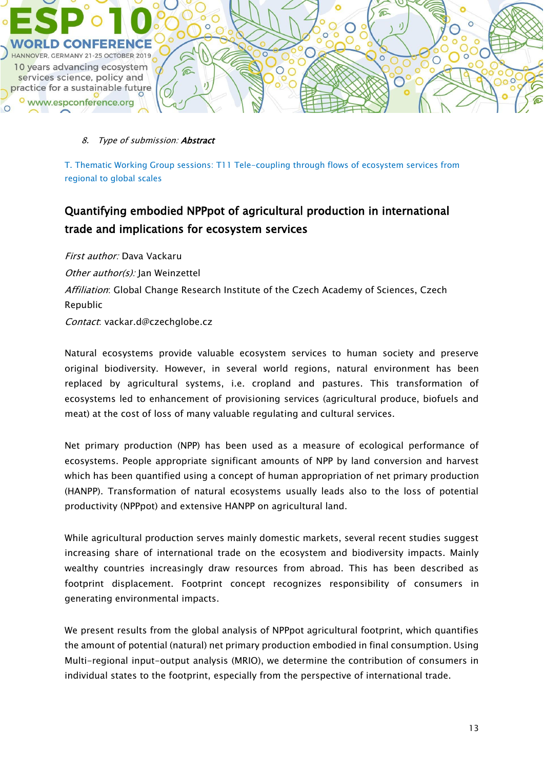8. *Type of submission:* ***Abstract***

T. Thematic Working Group sessions: T11 Tele-coupling through flows of ecosystem services from regional to global scales

## Quantifying embodied NPPpot of agricultural production in international trade and implications for ecosystem services

*First author:* Dava Vackaru

*Other author(s):* Jan Weinzettel

*Affiliation*: Global Change Research Institute of the Czech Academy of Sciences, Czech Republic

*Contact*: vackar.d@czechglobe.cz

Natural ecosystems provide valuable ecosystem services to human society and preserve original biodiversity. However, in several world regions, natural environment has been replaced by agricultural systems, i.e. cropland and pastures. This transformation of ecosystems led to enhancement of provisioning services (agricultural produce, biofuels and meat) at the cost of loss of many valuable regulating and cultural services.

Net primary production (NPP) has been used as a measure of ecological performance of ecosystems. People appropriate significant amounts of NPP by land conversion and harvest which has been quantified using a concept of human appropriation of net primary production (HANPP). Transformation of natural ecosystems usually leads also to the loss of potential productivity (NPPpot) and extensive HANPP on agricultural land.

While agricultural production serves mainly domestic markets, several recent studies suggest increasing share of international trade on the ecosystem and biodiversity impacts. Mainly wealthy countries increasingly draw resources from abroad. This has been described as footprint displacement. Footprint concept recognizes responsibility of consumers in generating environmental impacts.

We present results from the global analysis of NPPpot agricultural footprint, which quantifies the amount of potential (natural) net primary production embodied in final consumption. Using Multi-regional input-output analysis (MRIO), we determine the contribution of consumers in individual states to the footprint, especially from the perspective of international trade.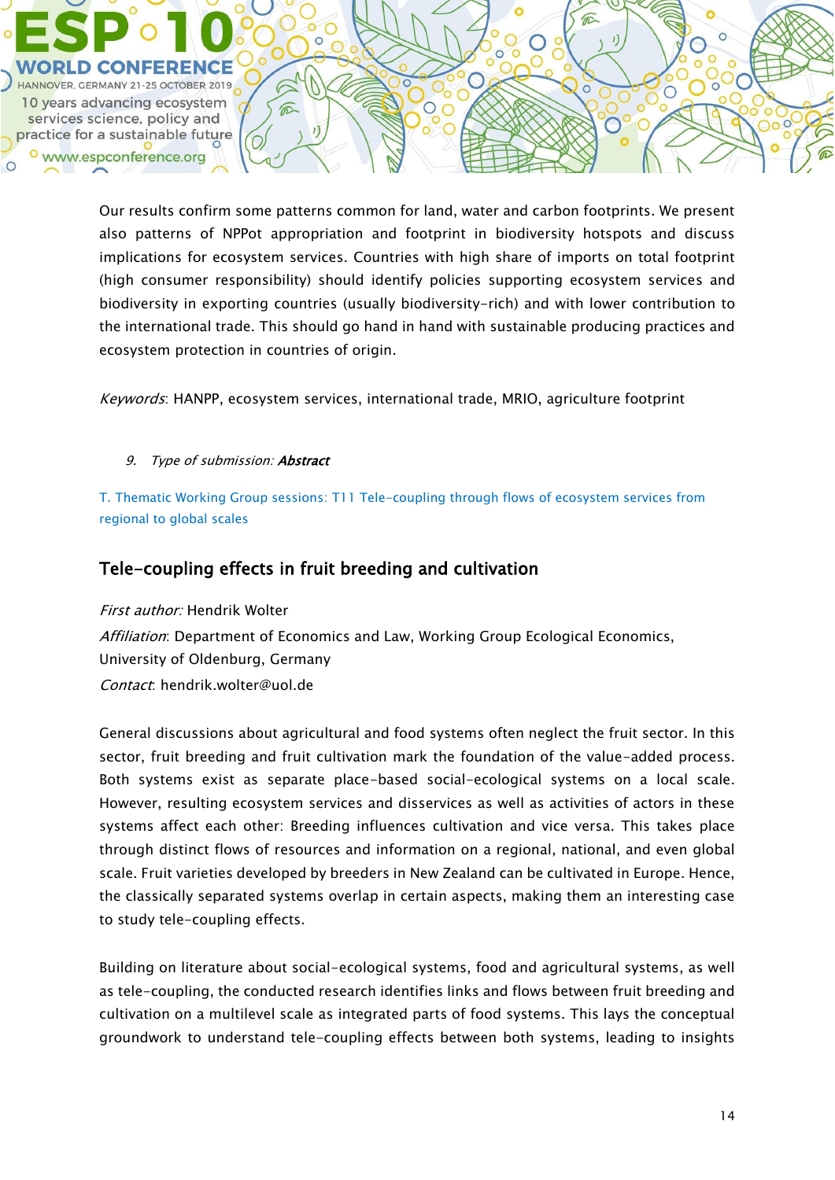Our results confirm some patterns common for land, water and carbon footprints. We present also patterns of NPPot appropriation and footprint in biodiversity hotspots and discuss implications for ecosystem services. Countries with high share of imports on total footprint (high consumer responsibility) should identify policies supporting ecosystem services and biodiversity in exporting countries (usually biodiversity-rich) and with lower contribution to the international trade. This should go hand in hand with sustainable producing practices and ecosystem protection in countries of origin.

*Keywords*: HANPP, ecosystem services, international trade, MRIO, agriculture footprint

9. *Type of submission:* ***Abstract***

T. Thematic Working Group sessions: T11 Tele-coupling through flows of ecosystem services from regional to global scales

## Tele-coupling effects in fruit breeding and cultivation

*First author:* Hendrik Wolter
*Affiliation*: Department of Economics and Law, Working Group Ecological Economics, University of Oldenburg, Germany
*Contact*: hendrik.wolter@uol.de

General discussions about agricultural and food systems often neglect the fruit sector. In this sector, fruit breeding and fruit cultivation mark the foundation of the value-added process. Both systems exist as separate place-based social-ecological systems on a local scale. However, resulting ecosystem services and disservices as well as activities of actors in these systems affect each other: Breeding influences cultivation and vice versa. This takes place through distinct flows of resources and information on a regional, national, and even global scale. Fruit varieties developed by breeders in New Zealand can be cultivated in Europe. Hence, the classically separated systems overlap in certain aspects, making them an interesting case to study tele-coupling effects.

Building on literature about social-ecological systems, food and agricultural systems, as well as tele-coupling, the conducted research identifies links and flows between fruit breeding and cultivation on a multilevel scale as integrated parts of food systems. This lays the conceptual groundwork to understand tele-coupling effects between both systems, leading to insights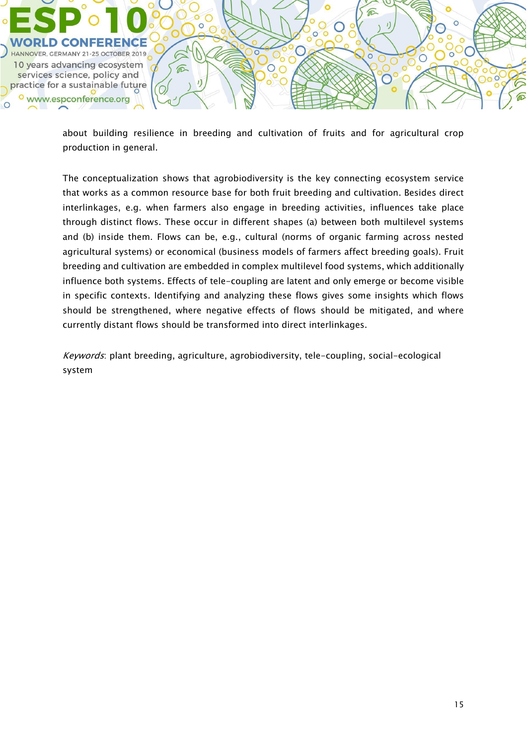about building resilience in breeding and cultivation of fruits and for agricultural crop production in general.

The conceptualization shows that agrobiodiversity is the key connecting ecosystem service that works as a common resource base for both fruit breeding and cultivation. Besides direct interlinkages, e.g. when farmers also engage in breeding activities, influences take place through distinct flows. These occur in different shapes (a) between both multilevel systems and (b) inside them. Flows can be, e.g., cultural (norms of organic farming across nested agricultural systems) or economical (business models of farmers affect breeding goals). Fruit breeding and cultivation are embedded in complex multilevel food systems, which additionally influence both systems. Effects of tele-coupling are latent and only emerge or become visible in specific contexts. Identifying and analyzing these flows gives some insights which flows should be strengthened, where negative effects of flows should be mitigated, and where currently distant flows should be transformed into direct interlinkages.

*Keywords*: plant breeding, agriculture, agrobiodiversity, tele-coupling, social-ecological system